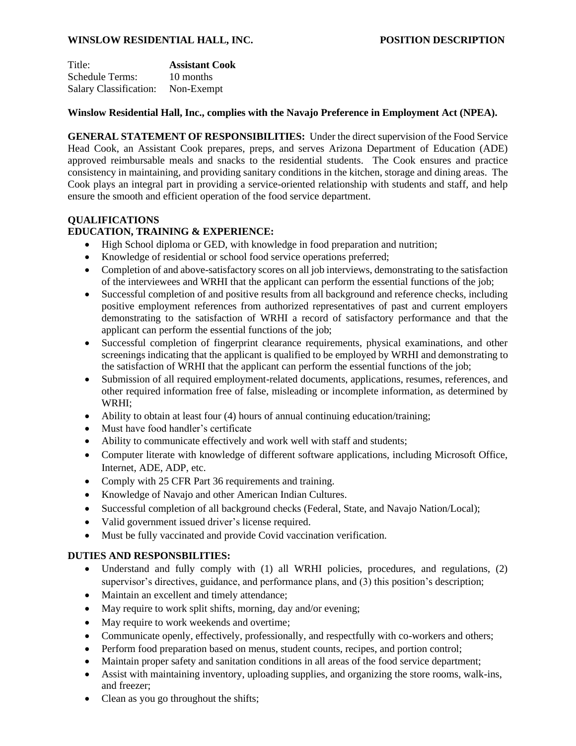**WINSLOW RESIDENTIAL HALL, INC.** **POSITION DESCRIPTION**

Title: **Assistant Cook**
Schedule Terms: 10 months
Salary Classification: Non-Exempt

**Winslow Residential Hall, Inc., complies with the Navajo Preference in Employment Act (NPEA).**

**GENERAL STATEMENT OF RESPONSIBILITIES:** Under the direct supervision of the Food Service Head Cook, an Assistant Cook prepares, preps, and serves Arizona Department of Education (ADE) approved reimbursable meals and snacks to the residential students. The Cook ensures and practice consistency in maintaining, and providing sanitary conditions in the kitchen, storage and dining areas. The Cook plays an integral part in providing a service-oriented relationship with students and staff, and help ensure the smooth and efficient operation of the food service department.

## QUALIFICATIONS

### EDUCATION, TRAINING & EXPERIENCE:

- High School diploma or GED, with knowledge in food preparation and nutrition;
- Knowledge of residential or school food service operations preferred;
- Completion of and above-satisfactory scores on all job interviews, demonstrating to the satisfaction of the interviewees and WRHI that the applicant can perform the essential functions of the job;
- Successful completion of and positive results from all background and reference checks, including positive employment references from authorized representatives of past and current employers demonstrating to the satisfaction of WRHI a record of satisfactory performance and that the applicant can perform the essential functions of the job;
- Successful completion of fingerprint clearance requirements, physical examinations, and other screenings indicating that the applicant is qualified to be employed by WRHI and demonstrating to the satisfaction of WRHI that the applicant can perform the essential functions of the job;
- Submission of all required employment-related documents, applications, resumes, references, and other required information free of false, misleading or incomplete information, as determined by WRHI;
- Ability to obtain at least four (4) hours of annual continuing education/training;
- Must have food handler's certificate
- Ability to communicate effectively and work well with staff and students;
- Computer literate with knowledge of different software applications, including Microsoft Office, Internet, ADE, ADP, etc.
- Comply with 25 CFR Part 36 requirements and training.
- Knowledge of Navajo and other American Indian Cultures.
- Successful completion of all background checks (Federal, State, and Navajo Nation/Local);
- Valid government issued driver's license required.
- Must be fully vaccinated and provide Covid vaccination verification.

### DUTIES AND RESPONSBILITIES:

- Understand and fully comply with (1) all WRHI policies, procedures, and regulations, (2) supervisor's directives, guidance, and performance plans, and (3) this position's description;
- Maintain an excellent and timely attendance;
- May require to work split shifts, morning, day and/or evening;
- May require to work weekends and overtime;
- Communicate openly, effectively, professionally, and respectfully with co-workers and others;
- Perform food preparation based on menus, student counts, recipes, and portion control;
- Maintain proper safety and sanitation conditions in all areas of the food service department;
- Assist with maintaining inventory, uploading supplies, and organizing the store rooms, walk-ins, and freezer;
- Clean as you go throughout the shifts;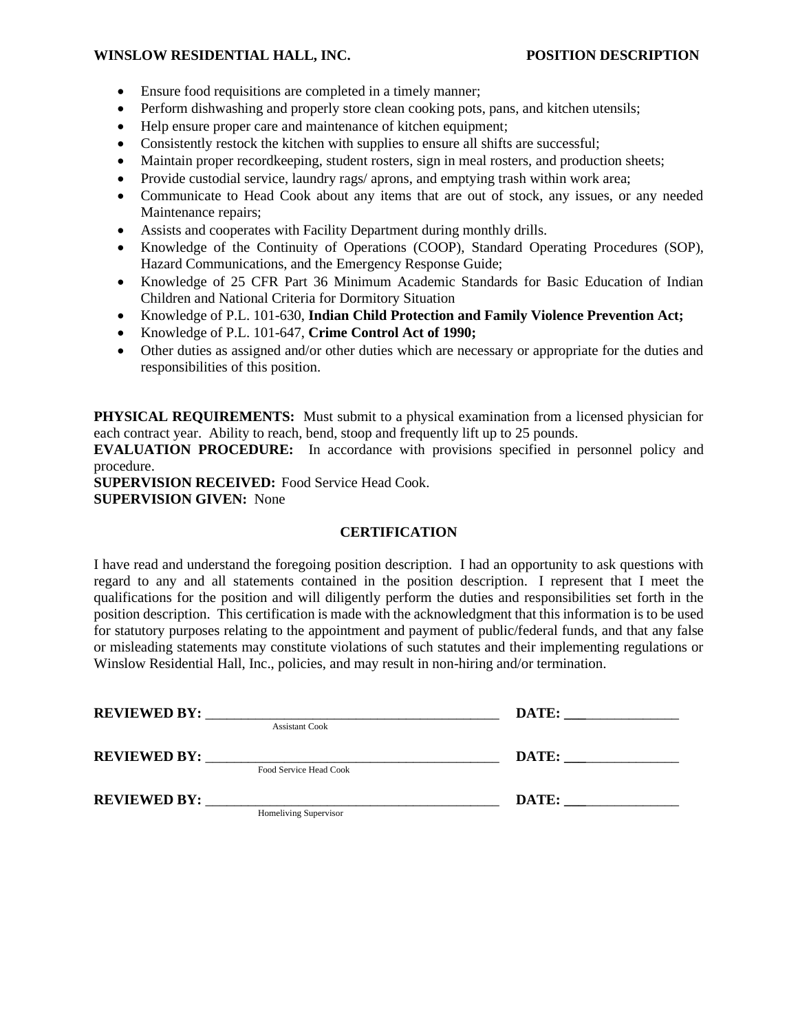- Ensure food requisitions are completed in a timely manner;
- Perform dishwashing and properly store clean cooking pots, pans, and kitchen utensils;
- Help ensure proper care and maintenance of kitchen equipment;
- Consistently restock the kitchen with supplies to ensure all shifts are successful;
- Maintain proper recordkeeping, student rosters, sign in meal rosters, and production sheets;
- Provide custodial service, laundry rags/ aprons, and emptying trash within work area;
- Communicate to Head Cook about any items that are out of stock, any issues, or any needed Maintenance repairs;
- Assists and cooperates with Facility Department during monthly drills.
- Knowledge of the Continuity of Operations (COOP), Standard Operating Procedures (SOP), Hazard Communications, and the Emergency Response Guide;
- Knowledge of 25 CFR Part 36 Minimum Academic Standards for Basic Education of Indian Children and National Criteria for Dormitory Situation
- Knowledge of P.L. 101-630, **Indian Child Protection and Family Violence Prevention Act;**
- Knowledge of P.L. 101-647, **Crime Control Act of 1990;**
- Other duties as assigned and/or other duties which are necessary or appropriate for the duties and responsibilities of this position.

**PHYSICAL REQUIREMENTS:** Must submit to a physical examination from a licensed physician for each contract year. Ability to reach, bend, stoop and frequently lift up to 25 pounds.
**EVALUATION PROCEDURE:** In accordance with provisions specified in personnel policy and procedure.
**SUPERVISION RECEIVED:** Food Service Head Cook.
**SUPERVISION GIVEN:** None

## CERTIFICATION

I have read and understand the foregoing position description. I had an opportunity to ask questions with regard to any and all statements contained in the position description. I represent that I meet the qualifications for the position and will diligently perform the duties and responsibilities set forth in the position description. This certification is made with the acknowledgment that this information is to be used for statutory purposes relating to the appointment and payment of public/federal funds, and that any false or misleading statements may constitute violations of such statutes and their implementing regulations or Winslow Residential Hall, Inc., policies, and may result in non-hiring and/or termination.

**REVIEWED BY:** ___________________________________________ **DATE:** _______________
Assistant Cook

**REVIEWED BY:** ___________________________________________ **DATE:** _______________
Food Service Head Cook

**REVIEWED BY:** ___________________________________________ **DATE:** _______________
Homeliving Supervisor